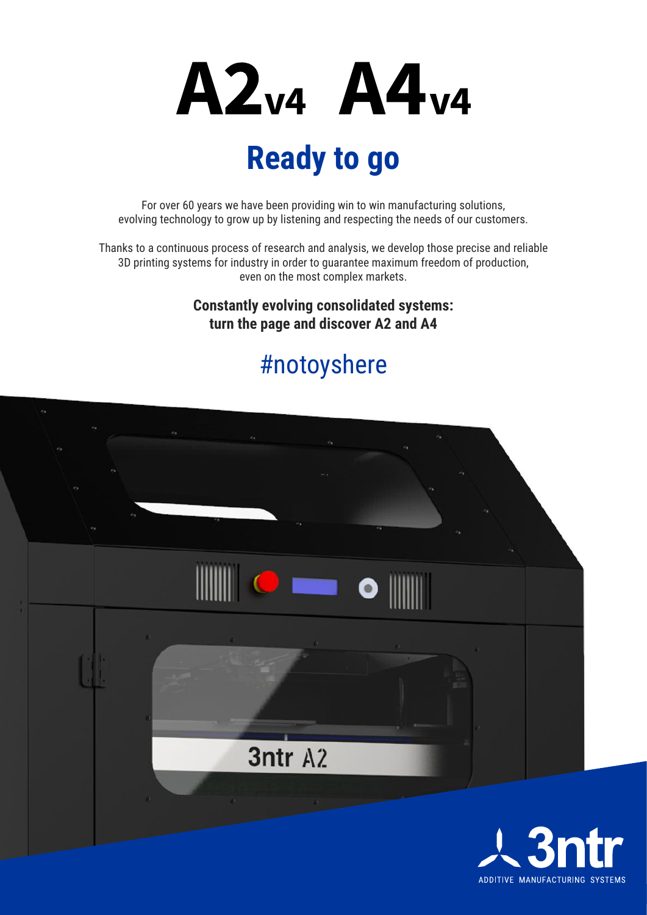# A2v4 A4v4

## Ready to go

For over 60 years we have been providing win to win manufacturing solutions, evolving technology to grow up by listening and respecting the needs of our customers.

Thanks to a continuous process of research and analysis, we develop those precise and reliable 3D printing systems for industry in order to guarantee maximum freedom of production, even on the most complex markets.

**Constantly evolving consolidated systems: turn the page and discover A2 and A4**

#notoyshere

3ntr A2

3ntr

ADDITIVE MANUFACTURING SYSTEMS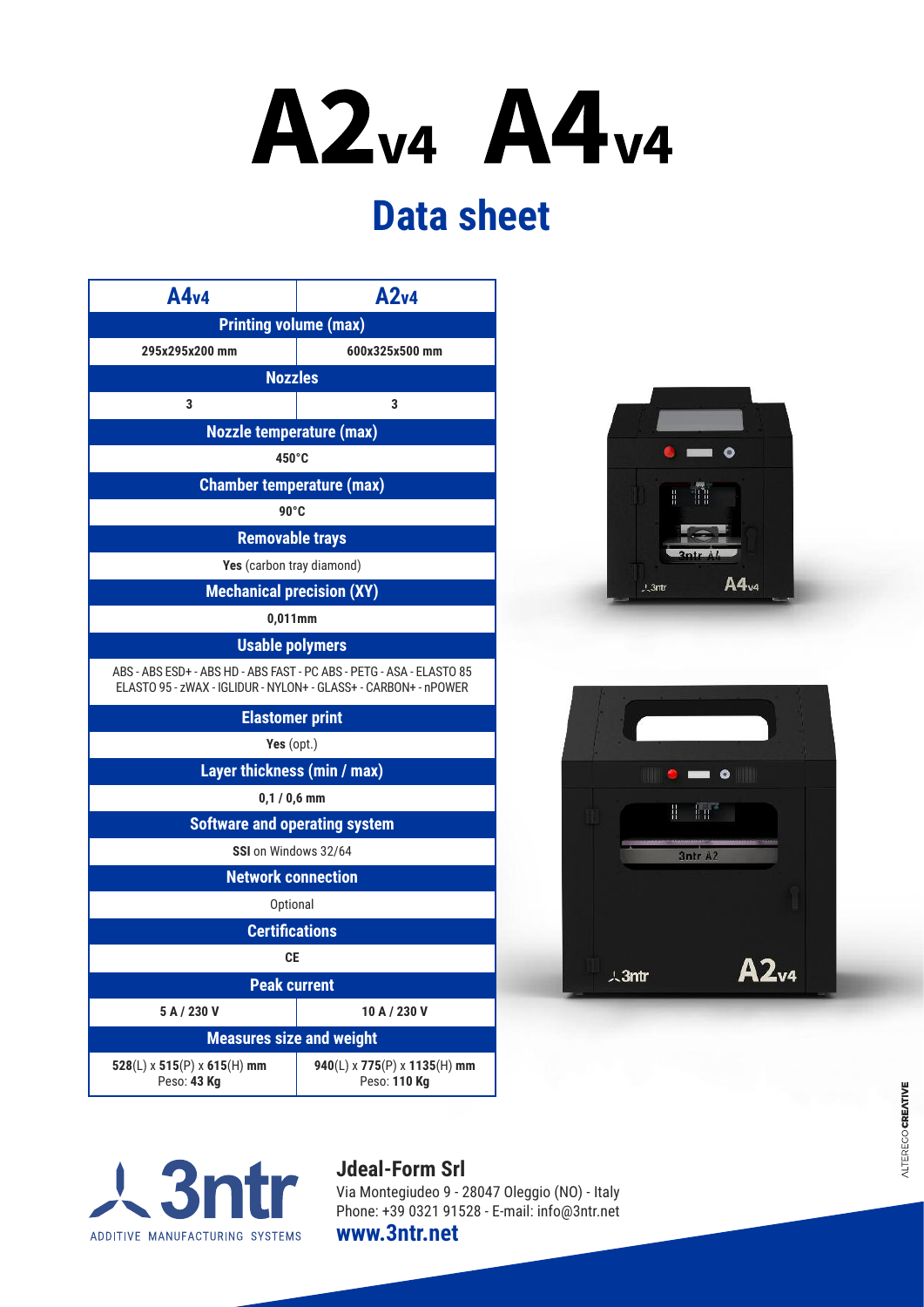# A2v4 A4v4

## Data sheet

| A4v4 | A2v4 |
|---|---|
| **Printing volume (max)** | |
| 295x295x200 mm | 600x325x500 mm |
| **Nozzles** | |
| 3 | 3 |
| **Nozzle temperature (max)** | |
| 450°C | |
| **Chamber temperature (max)** | |
| 90°C | |
| **Removable trays** | |
| **Yes** (carbon tray diamond) | |
| **Mechanical precision (XY)** | |
| 0,011mm | |
| **Usable polymers** | |
| ABS - ABS ESD+ - ABS HD - ABS FAST - PC ABS - PETG - ASA - ELASTO 85 ELASTO 95 - zWAX - IGLIDUR - NYLON+ - GLASS+ - CARBON+ - nPOWER | |
| **Elastomer print** | |
| **Yes** (opt.) | |
| **Layer thickness (min / max)** | |
| 0,1 / 0,6 mm | |
| **Software and operating system** | |
| **SSI** on Windows 32/64 | |
| **Network connection** | |
| Optional | |
| **Certifications** | |
| CE | |
| **Peak current** | |
| 5 A / 230 V | 10 A / 230 V |
| **Measures size and weight** | |
| **528**(L) x **515**(P) x **615**(H) **mm** Peso: **43 Kg** | **940**(L) x **775**(P) x **1135**(H) **mm** Peso: **110 Kg** |

3ntr
ADDITIVE MANUFACTURING SYSTEMS

**Jdeal-Form Srl**
Via Montegiudeo 9 - 28047 Oleggio (NO) - Italy
Phone: +39 0321 91528 - E-mail: info@3ntr.net
**www.3ntr.net**

ALTERECO CREATIVE